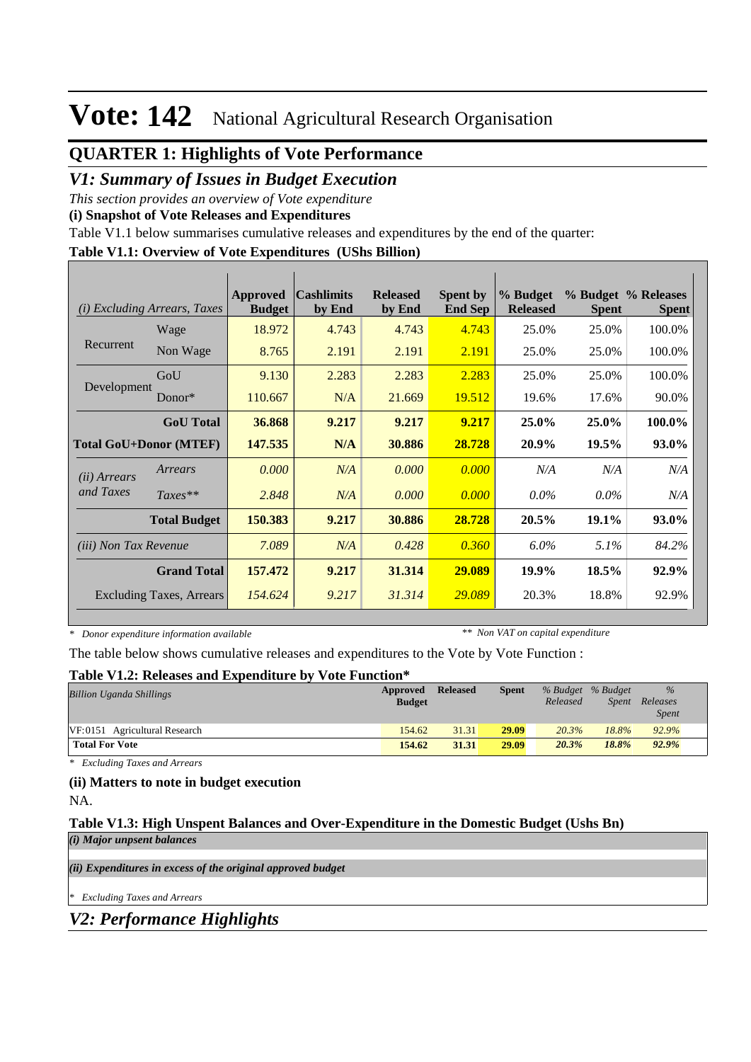# Vote: 142 National Agricultural Research Organisation

## QUARTER 1: Highlights of Vote Performance

## *V1: Summary of Issues in Budget Execution*

*This section provides an overview of Vote expenditure*

**(i) Snapshot of Vote Releases and Expenditures**

Table V1.1 below summarises cumulative releases and expenditures by the end of the quarter:

**Table V1.1: Overview of Vote Expenditures (UShs Billion)**

| *(i) Excluding Arrears, Taxes* | | Approved Budget | Cashlimits by End | Released by End | Spent by End Sep | % Budget Released | % Budget Spent | % Releases Spent |
|---|---|---|---|---|---|---|---|---|
| Recurrent | Wage | 18.972 | 4.743 | 4.743 | 4.743 | 25.0% | 25.0% | 100.0% |
| | Non Wage | 8.765 | 2.191 | 2.191 | 2.191 | 25.0% | 25.0% | 100.0% |
| Development | GoU | 9.130 | 2.283 | 2.283 | 2.283 | 25.0% | 25.0% | 100.0% |
| | Donor* | 110.667 | N/A | 21.669 | 19.512 | 19.6% | 17.6% | 90.0% |
| | **GoU Total** | **36.868** | **9.217** | **9.217** | **9.217** | **25.0%** | **25.0%** | **100.0%** |
| **Total GoU+Donor (MTEF)** | | **147.535** | **N/A** | **30.886** | **28.728** | **20.9%** | **19.5%** | **93.0%** |
| *(ii) Arrears and Taxes* | *Arrears* | *0.000* | *N/A* | *0.000* | *0.000* | *N/A* | *N/A* | *N/A* |
| | *Taxes*** | *2.848* | *N/A* | *0.000* | *0.000* | *0.0%* | *0.0%* | *N/A* |
| | **Total Budget** | **150.383** | **9.217** | **30.886** | **28.728** | **20.5%** | **19.1%** | **93.0%** |
| *(iii) Non Tax Revenue* | | *7.089* | *N/A* | *0.428* | *0.360* | *6.0%* | *5.1%* | *84.2%* |
| | **Grand Total** | **157.472** | **9.217** | **31.314** | **29.089** | **19.9%** | **18.5%** | **92.9%** |
| | Excluding Taxes, Arrears | *154.624* | *9.217* | *31.314* | *29.089* | 20.3% | 18.8% | 92.9% |

*\* Donor expenditure information available* *\*\* Non VAT on capital expenditure*

The table below shows cumulative releases and expenditures to the Vote by Vote Function :

**Table V1.2: Releases and Expenditure by Vote Function***

| *Billion Uganda Shillings* | Approved Budget | Released | Spent | *% Budget Released* | *% Budget Spent* | *% Releases Spent* |
|---|---|---|---|---|---|---|
| VF:0151 Agricultural Research | 154.62 | 31.31 | **29.09** | *20.3%* | *18.8%* | *92.9%* |
| **Total For Vote** | **154.62** | **31.31** | **29.09** | ***20.3%*** | ***18.8%*** | ***92.9%*** |

*\* Excluding Taxes and Arrears*

**(ii) Matters to note in budget execution**

NA.

**Table V1.3: High Unspent Balances and Over-Expenditure in the Domestic Budget (Ushs Bn)**

***(i) Major unspent balances***

***(ii) Expenditures in excess of the original approved budget***

*\* Excluding Taxes and Arrears*

## *V2: Performance Highlights*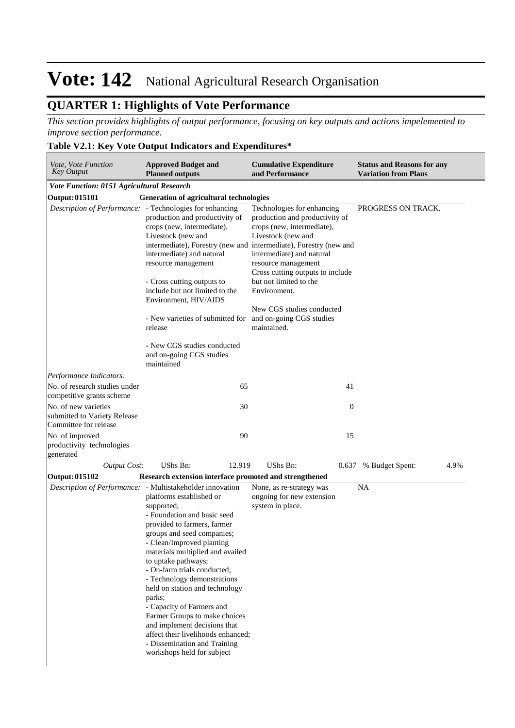# Vote: 142 National Agricultural Research Organisation

## QUARTER 1: Highlights of Vote Performance

*This section provides highlights of output performance, focusing on key outputs and actions impelemented to improve section performance.*

### Table V2.1: Key Vote Output Indicators and Expenditures*

| *Vote, Vote Function Key Output* | **Approved Budget and Planned outputs** | **Cumulative Expenditure and Performance** | **Status and Reasons for any Variation from Plans** |
|---|---|---|---|
| ***Vote Function: 0151 Agricultural Research*** | | | |
| **Output: 015101** | **Generation of agricultural technologies** | | |
| *Description of Performance:* | - Technologies for enhancing production and productivity of crops (new, intermediate), Livestock (new and intermediate), Forestry (new and intermediate) and natural resource management<br><br>- Cross cutting outputs to include but not limited to the Environment, HIV/AIDS<br><br>- New varieties of submitted for release<br><br>- New CGS studies conducted and on-going CGS studies maintained | Technologies for enhancing production and productivity of crops (new, intermediate), Livestock (new and intermediate), Forestry (new and intermediate) and natural resource management<br>Cross cutting outputs to include but not limited to the Environment.<br><br>New CGS studies conducted and on-going CGS studies maintained. | PROGRESS ON TRACK. |
| *Performance Indicators:* | | | |
| No. of research studies under competitive grants scheme | 65 | 41 | |
| No. of new varieties submitted to Variety Release Committee for release | 30 | 0 | |
| No. of improved productivity technologies generated | 90 | 15 | |
| *Output Cost:* | UShs Bn: 12.919 | UShs Bn: 0.637 | % Budget Spent: 4.9% |
| **Output: 015102** | **Research extension interface promoted and strengthened** | | |
| *Description of Performance:* | - Multistakeholder innovation platforms established or supported;<br>- Foundation and basic seed provided to farmers, farmer groups and seed companies;<br>- Clean/Improved planting materials multiplied and availed to uptake pathways;<br>- On-farm trials conducted;<br>- Technology demonstrations held on station and technology parks;<br>- Capacity of Farmers and Farmer Groups to make choices and implement decisions that affect their livelihoods enhanced;<br>- Dissemination and Training workshops held for subject | None, as re-strategy was ongoing for new extension system in place. | NA |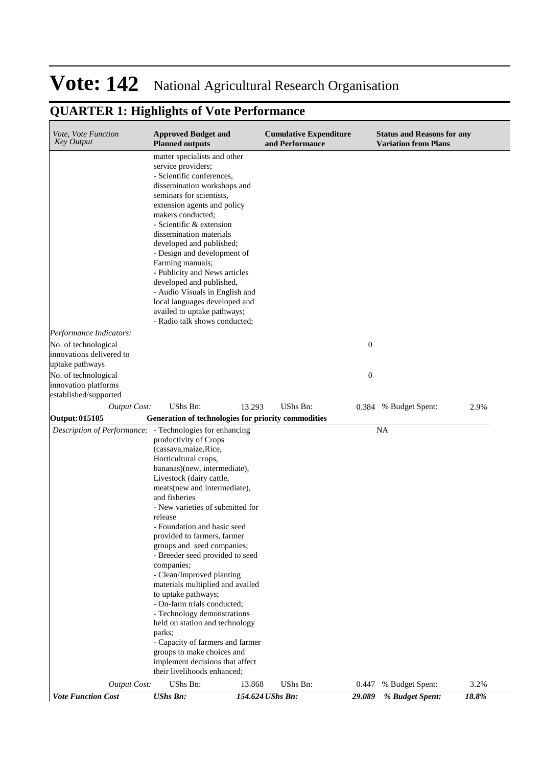# Vote: 142 National Agricultural Research Organisation

## QUARTER 1: Highlights of Vote Performance

| *Vote, Vote Function Key Output* | **Approved Budget and Planned outputs** | | **Cumulative Expenditure and Performance** | | **Status and Reasons for any Variation from Plans** | |
|---|---|---|---|---|---|---|
| | matter specialists and other service providers;<br>- Scientific conferences, dissemination workshops and seminars for scientists, extension agents and policy makers conducted;<br>- Scientific & extension dissemination materials developed and published;<br>- Design and development of Farming manuals;<br>- Publicity and News articles developed and published,<br>- Audio Visuals in English and local languages developed and availed to uptake pathways;<br>- Radio talk shows conducted; | | | | | |
| *Performance Indicators:* | | | | | | |
| No. of technological innovations delivered to uptake pathways | | | | 0 | | |
| No. of technological innovation platforms established/supported | | | | 0 | | |
| *Output Cost:* | UShs Bn: | 13.293 | UShs Bn: | 0.384 | % Budget Spent: | 2.9% |
| **Output: 015105** | **Generation of technologies for priority commodities** | | | | | |
| *Description of Performance:* | - Technologies for enhancing productivity of Crops (cassava,maize,Rice, Horticultural crops, bananas)(new, intermediate), Livestock (dairy cattle, meats(new and intermediate), and fisheries<br>- New varieties of submitted for release<br>- Foundation and basic seed provided to farmers, farmer groups and seed companies;<br>- Breeder seed provided to seed companies;<br>- Clean/Improved planting materials multiplied and availed to uptake pathways;<br>- On-farm trials conducted;<br>- Technology demonstrations held on station and technology parks;<br>- Capacity of farmers and farmer groups to make choices and implement decisions that affect their livelihoods enhanced; | | | | NA | |
| *Output Cost:* | UShs Bn: | 13.868 | UShs Bn: | 0.447 | % Budget Spent: | 3.2% |
| ***Vote Function Cost*** | ***UShs Bn:*** | ***154.624*** | ***UShs Bn:*** | ***29.089*** | ***% Budget Spent:*** | ***18.8%*** |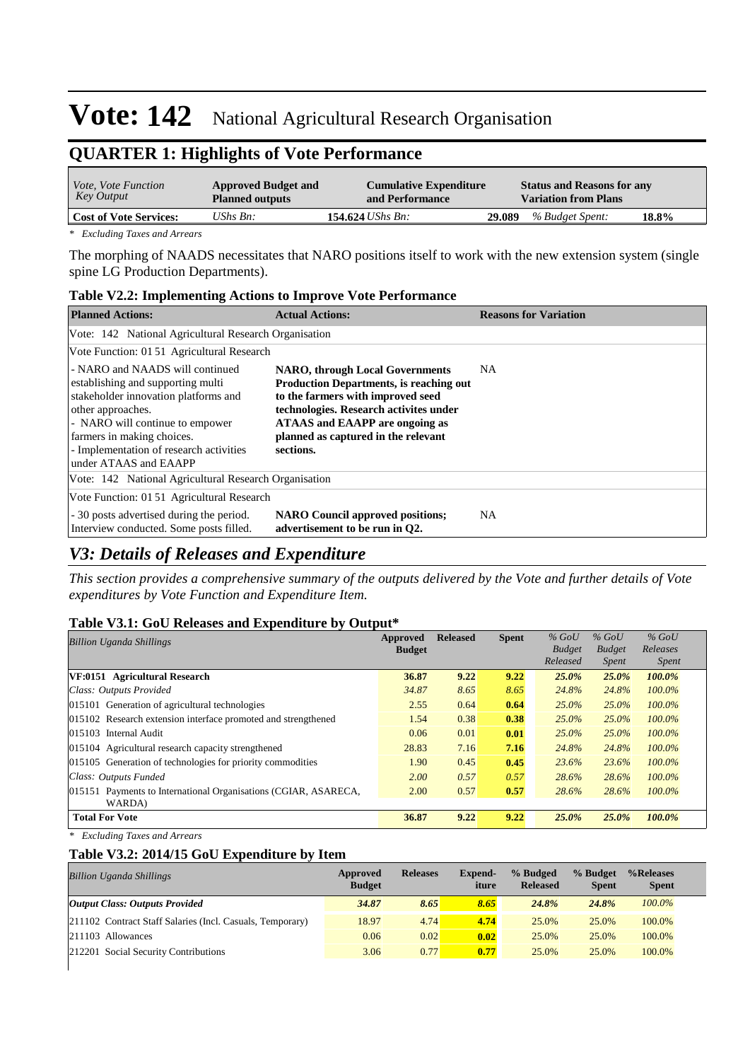# Vote: 142 National Agricultural Research Organisation

## QUARTER 1: Highlights of Vote Performance

| *Vote, Vote Function Key Output* | **Approved Budget and Planned outputs** | **Cumulative Expenditure and Performance** | **Status and Reasons for any Variation from Plans** |
|---|---|---|---|
| **Cost of Vote Services:** | *UShs Bn:* **154.624** | *UShs Bn:* **29.089** | *% Budget Spent:* **18.8%** |

*\* Excluding Taxes and Arrears*

The morphing of NAADS necessitates that NARO positions itself to work with the new extension system (single spine LG Production Departments).

### Table V2.2: Implementing Actions to Improve Vote Performance

| **Planned Actions:** | **Actual Actions:** | **Reasons for Variation** |
|---|---|---|
| Vote: 142 National Agricultural Research Organisation | | |
| Vote Function: 01 51 Agricultural Research | | |
| - NARO and NAADS will continued establishing and supporting multi stakeholder innovation platforms and other approaches.<br>- NARO will continue to empower farmers in making choices.<br>- Implementation of research activities under ATAAS and EAAPP | **NARO, through Local Governments Production Departments, is reaching out to the farmers with improved seed technologies. Research activites under ATAAS and EAAPP are ongoing as planned as captured in the relevant sections.** | NA |
| Vote: 142 National Agricultural Research Organisation | | |
| Vote Function: 01 51 Agricultural Research | | |
| - 30 posts advertised during the period. Interview conducted. Some posts filled. | **NARO Council approved positions; advertisement to be run in Q2.** | NA |

## *V3: Details of Releases and Expenditure*

*This section provides a comprehensive summary of the outputs delivered by the Vote and further details of Vote expenditures by Vote Function and Expenditure Item.*

### Table V3.1: GoU Releases and Expenditure by Output*

| *Billion Uganda Shillings* | **Approved Budget** | **Released** | **Spent** | *% GoU Budget Released* | *% GoU Budget Spent* | *% GoU Releases Spent* |
|---|---|---|---|---|---|---|
| **VF:0151 Agricultural Research** | **36.87** | **9.22** | **9.22** | ***25.0%*** | ***25.0%*** | ***100.0%*** |
| *Class: Outputs Provided* | *34.87* | *8.65* | *8.65* | *24.8%* | *24.8%* | *100.0%* |
| 015101 Generation of agricultural technologies | 2.55 | 0.64 | **0.64** | *25.0%* | *25.0%* | *100.0%* |
| 015102 Research extension interface promoted and strengthened | 1.54 | 0.38 | **0.38** | *25.0%* | *25.0%* | *100.0%* |
| 015103 Internal Audit | 0.06 | 0.01 | **0.01** | *25.0%* | *25.0%* | *100.0%* |
| 015104 Agricultural research capacity strengthened | 28.83 | 7.16 | **7.16** | *24.8%* | *24.8%* | *100.0%* |
| 015105 Generation of technologies for priority commodities | 1.90 | 0.45 | **0.45** | *23.6%* | *23.6%* | *100.0%* |
| *Class: Outputs Funded* | *2.00* | *0.57* | *0.57* | *28.6%* | *28.6%* | *100.0%* |
| 015151 Payments to International Organisations (CGIAR, ASARECA, WARDA) | 2.00 | 0.57 | **0.57** | *28.6%* | *28.6%* | *100.0%* |
| **Total For Vote** | **36.87** | **9.22** | **9.22** | ***25.0%*** | ***25.0%*** | ***100.0%*** |

*\* Excluding Taxes and Arrears*

### Table V3.2: 2014/15 GoU Expenditure by Item

| *Billion Uganda Shillings* | **Approved Budget** | **Releases** | **Expend-iture** | **% Budged Released** | **% Budget Spent** | **%Releases Spent** |
|---|---|---|---|---|---|---|
| ***Output Class: Outputs Provided*** | ***34.87*** | ***8.65*** | ***8.65*** | ***24.8%*** | ***24.8%*** | *100.0%* |
| 211102 Contract Staff Salaries (Incl. Casuals, Temporary) | 18.97 | 4.74 | **4.74** | 25.0% | 25.0% | 100.0% |
| 211103 Allowances | 0.06 | 0.02 | **0.02** | 25.0% | 25.0% | 100.0% |
| 212201 Social Security Contributions | 3.06 | 0.77 | **0.77** | 25.0% | 25.0% | 100.0% |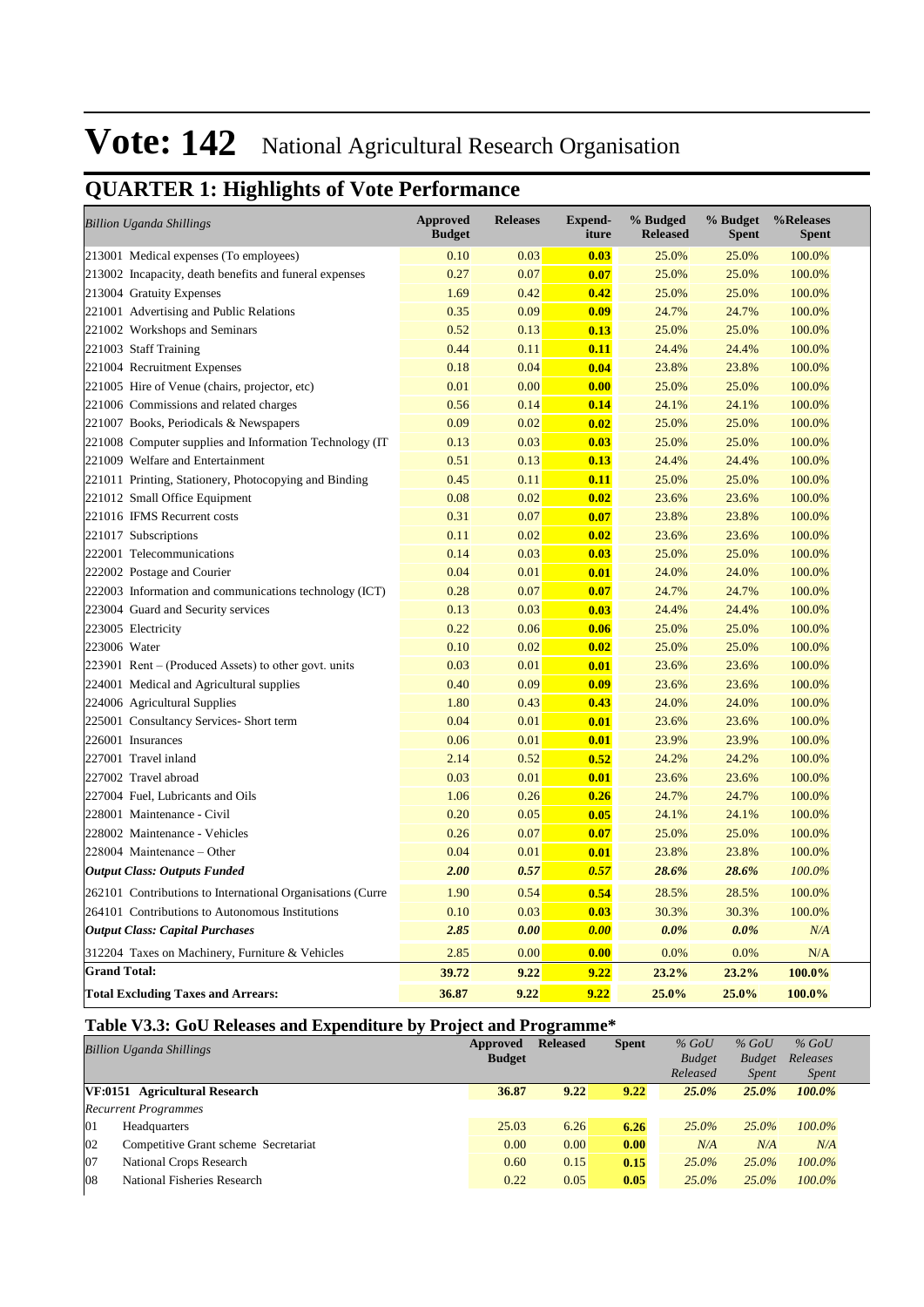# Vote: 142 National Agricultural Research Organisation

## QUARTER 1: Highlights of Vote Performance

| *Billion Uganda Shillings* | Approved Budget | Releases | Expend-iture | % Budged Released | % Budget Spent | %Releases Spent |
|---|---|---|---|---|---|---|
| 213001 Medical expenses (To employees) | 0.10 | 0.03 | **0.03** | 25.0% | 25.0% | 100.0% |
| 213002 Incapacity, death benefits and funeral expenses | 0.27 | 0.07 | **0.07** | 25.0% | 25.0% | 100.0% |
| 213004 Gratuity Expenses | 1.69 | 0.42 | **0.42** | 25.0% | 25.0% | 100.0% |
| 221001 Advertising and Public Relations | 0.35 | 0.09 | **0.09** | 24.7% | 24.7% | 100.0% |
| 221002 Workshops and Seminars | 0.52 | 0.13 | **0.13** | 25.0% | 25.0% | 100.0% |
| 221003 Staff Training | 0.44 | 0.11 | **0.11** | 24.4% | 24.4% | 100.0% |
| 221004 Recruitment Expenses | 0.18 | 0.04 | **0.04** | 23.8% | 23.8% | 100.0% |
| 221005 Hire of Venue (chairs, projector, etc) | 0.01 | 0.00 | **0.00** | 25.0% | 25.0% | 100.0% |
| 221006 Commissions and related charges | 0.56 | 0.14 | **0.14** | 24.1% | 24.1% | 100.0% |
| 221007 Books, Periodicals & Newspapers | 0.09 | 0.02 | **0.02** | 25.0% | 25.0% | 100.0% |
| 221008 Computer supplies and Information Technology (IT | 0.13 | 0.03 | **0.03** | 25.0% | 25.0% | 100.0% |
| 221009 Welfare and Entertainment | 0.51 | 0.13 | **0.13** | 24.4% | 24.4% | 100.0% |
| 221011 Printing, Stationery, Photocopying and Binding | 0.45 | 0.11 | **0.11** | 25.0% | 25.0% | 100.0% |
| 221012 Small Office Equipment | 0.08 | 0.02 | **0.02** | 23.6% | 23.6% | 100.0% |
| 221016 IFMS Recurrent costs | 0.31 | 0.07 | **0.07** | 23.8% | 23.8% | 100.0% |
| 221017 Subscriptions | 0.11 | 0.02 | **0.02** | 23.6% | 23.6% | 100.0% |
| 222001 Telecommunications | 0.14 | 0.03 | **0.03** | 25.0% | 25.0% | 100.0% |
| 222002 Postage and Courier | 0.04 | 0.01 | **0.01** | 24.0% | 24.0% | 100.0% |
| 222003 Information and communications technology (ICT) | 0.28 | 0.07 | **0.07** | 24.7% | 24.7% | 100.0% |
| 223004 Guard and Security services | 0.13 | 0.03 | **0.03** | 24.4% | 24.4% | 100.0% |
| 223005 Electricity | 0.22 | 0.06 | **0.06** | 25.0% | 25.0% | 100.0% |
| 223006 Water | 0.10 | 0.02 | **0.02** | 25.0% | 25.0% | 100.0% |
| 223901 Rent – (Produced Assets) to other govt. units | 0.03 | 0.01 | **0.01** | 23.6% | 23.6% | 100.0% |
| 224001 Medical and Agricultural supplies | 0.40 | 0.09 | **0.09** | 23.6% | 23.6% | 100.0% |
| 224006 Agricultural Supplies | 1.80 | 0.43 | **0.43** | 24.0% | 24.0% | 100.0% |
| 225001 Consultancy Services- Short term | 0.04 | 0.01 | **0.01** | 23.6% | 23.6% | 100.0% |
| 226001 Insurances | 0.06 | 0.01 | **0.01** | 23.9% | 23.9% | 100.0% |
| 227001 Travel inland | 2.14 | 0.52 | **0.52** | 24.2% | 24.2% | 100.0% |
| 227002 Travel abroad | 0.03 | 0.01 | **0.01** | 23.6% | 23.6% | 100.0% |
| 227004 Fuel, Lubricants and Oils | 1.06 | 0.26 | **0.26** | 24.7% | 24.7% | 100.0% |
| 228001 Maintenance - Civil | 0.20 | 0.05 | **0.05** | 24.1% | 24.1% | 100.0% |
| 228002 Maintenance - Vehicles | 0.26 | 0.07 | **0.07** | 25.0% | 25.0% | 100.0% |
| 228004 Maintenance – Other | 0.04 | 0.01 | **0.01** | 23.8% | 23.8% | 100.0% |
| ***Output Class: Outputs Funded*** | ***2.00*** | ***0.57*** | ***0.57*** | ***28.6%*** | ***28.6%*** | *100.0%* |
| 262101 Contributions to International Organisations (Curre | 1.90 | 0.54 | **0.54** | 28.5% | 28.5% | 100.0% |
| 264101 Contributions to Autonomous Institutions | 0.10 | 0.03 | **0.03** | 30.3% | 30.3% | 100.0% |
| ***Output Class: Capital Purchases*** | ***2.85*** | ***0.00*** | ***0.00*** | ***0.0%*** | ***0.0%*** | *N/A* |
| 312204 Taxes on Machinery, Furniture & Vehicles | 2.85 | 0.00 | **0.00** | 0.0% | 0.0% | N/A |
| **Grand Total:** | **39.72** | **9.22** | **9.22** | **23.2%** | **23.2%** | **100.0%** |
| **Total Excluding Taxes and Arrears:** | **36.87** | **9.22** | **9.22** | **25.0%** | **25.0%** | **100.0%** |

### Table V3.3: GoU Releases and Expenditure by Project and Programme*

| *Billion Uganda Shillings* | | Approved Budget | Released | Spent | *% GoU Budget Released* | *% GoU Budget Spent* | *% GoU Releases Spent* |
|---|---|---|---|---|---|---|---|
| **VF:0151 Agricultural Research** | | **36.87** | **9.22** | **9.22** | ***25.0%*** | ***25.0%*** | ***100.0%*** |
| *Recurrent Programmes* | | | | | | | |
| 01 | Headquarters | 25.03 | 6.26 | **6.26** | *25.0%* | *25.0%* | *100.0%* |
| 02 | Competitive Grant scheme Secretariat | 0.00 | 0.00 | **0.00** | *N/A* | *N/A* | *N/A* |
| 07 | National Crops Research | 0.60 | 0.15 | **0.15** | *25.0%* | *25.0%* | *100.0%* |
| 08 | National Fisheries Research | 0.22 | 0.05 | **0.05** | *25.0%* | *25.0%* | *100.0%* |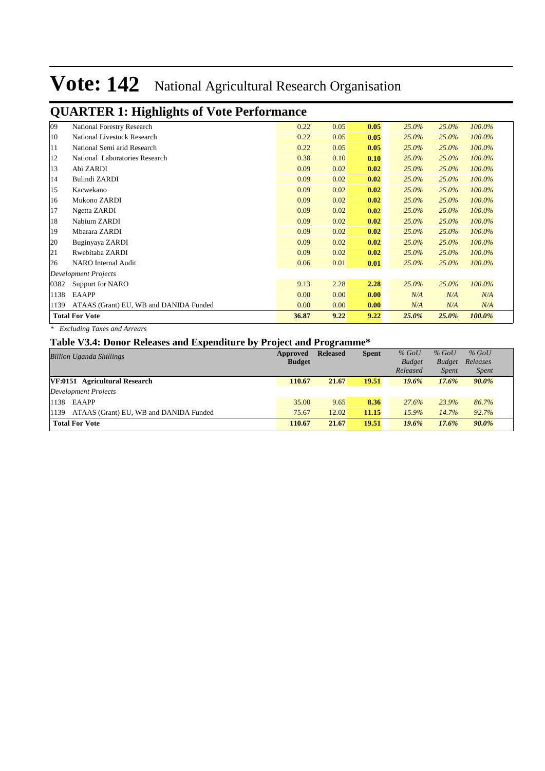# Vote: 142 National Agricultural Research Organisation

## QUARTER 1: Highlights of Vote Performance

| | | | | | | | |
|---|---|---|---|---|---|---|---|
| 09 | National Forestry Research | 0.22 | 0.05 | **0.05** | *25.0%* | *25.0%* | *100.0%* |
| 10 | National Livestock Research | 0.22 | 0.05 | **0.05** | *25.0%* | *25.0%* | *100.0%* |
| 11 | National Semi arid Research | 0.22 | 0.05 | **0.05** | *25.0%* | *25.0%* | *100.0%* |
| 12 | National Laboratories Research | 0.38 | 0.10 | **0.10** | *25.0%* | *25.0%* | *100.0%* |
| 13 | Abi ZARDI | 0.09 | 0.02 | **0.02** | *25.0%* | *25.0%* | *100.0%* |
| 14 | Bulindi ZARDI | 0.09 | 0.02 | **0.02** | *25.0%* | *25.0%* | *100.0%* |
| 15 | Kacwekano | 0.09 | 0.02 | **0.02** | *25.0%* | *25.0%* | *100.0%* |
| 16 | Mukono ZARDI | 0.09 | 0.02 | **0.02** | *25.0%* | *25.0%* | *100.0%* |
| 17 | Ngetta ZARDI | 0.09 | 0.02 | **0.02** | *25.0%* | *25.0%* | *100.0%* |
| 18 | Nabium ZARDI | 0.09 | 0.02 | **0.02** | *25.0%* | *25.0%* | *100.0%* |
| 19 | Mbarara ZARDI | 0.09 | 0.02 | **0.02** | *25.0%* | *25.0%* | *100.0%* |
| 20 | Buginyaya ZARDI | 0.09 | 0.02 | **0.02** | *25.0%* | *25.0%* | *100.0%* |
| 21 | Rwebitaba ZARDI | 0.09 | 0.02 | **0.02** | *25.0%* | *25.0%* | *100.0%* |
| 26 | NARO Internal Audit | 0.06 | 0.01 | **0.01** | *25.0%* | *25.0%* | *100.0%* |
| *Development Projects* | | | | | | | |
| 0382 | Support for NARO | 9.13 | 2.28 | **2.28** | *25.0%* | *25.0%* | *100.0%* |
| 1138 | EAAPP | 0.00 | 0.00 | **0.00** | *N/A* | *N/A* | *N/A* |
| 1139 | ATAAS (Grant) EU, WB and DANIDA Funded | 0.00 | 0.00 | **0.00** | *N/A* | *N/A* | *N/A* |
| **Total For Vote** | | **36.87** | **9.22** | **9.22** | ***25.0%*** | ***25.0%*** | ***100.0%*** |

*\* Excluding Taxes and Arrears*

### Table V3.4: Donor Releases and Expenditure by Project and Programme*

| *Billion Uganda Shillings* | | **Approved Budget** | **Released** | **Spent** | *% GoU Budget Released* | *% GoU Budget Spent* | *% GoU Releases Spent* |
|---|---|---|---|---|---|---|---|
| **VF:0151 Agricultural Research** | | **110.67** | **21.67** | **19.51** | ***19.6%*** | ***17.6%*** | ***90.0%*** |
| *Development Projects* | | | | | | | |
| 1138 | EAAPP | 35.00 | 9.65 | **8.36** | *27.6%* | *23.9%* | *86.7%* |
| 1139 | ATAAS (Grant) EU, WB and DANIDA Funded | 75.67 | 12.02 | **11.15** | *15.9%* | *14.7%* | *92.7%* |
| **Total For Vote** | | **110.67** | **21.67** | **19.51** | ***19.6%*** | ***17.6%*** | ***90.0%*** |